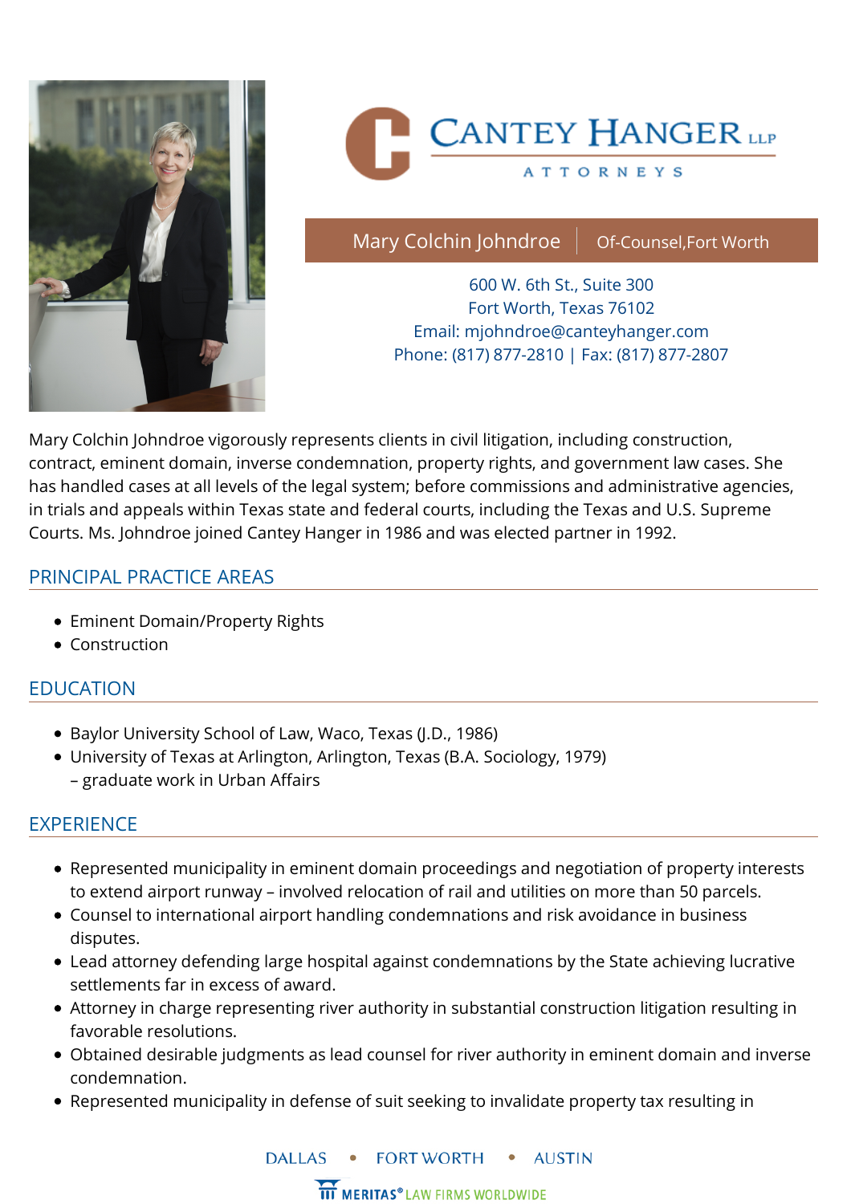CANTEY HANGER LLP

ATTORNEYS

**Mary Colchin Johndroe** | Of-Counsel,Fort Worth

600 W. 6th St., Suite 300
Fort Worth, Texas 76102
Email: mjohndroe@canteyhanger.com
Phone: (817) 877-2810 | Fax: (817) 877-2807

Mary Colchin Johndroe vigorously represents clients in civil litigation, including construction, contract, eminent domain, inverse condemnation, property rights, and government law cases. She has handled cases at all levels of the legal system; before commissions and administrative agencies, in trials and appeals within Texas state and federal courts, including the Texas and U.S. Supreme Courts. Ms. Johndroe joined Cantey Hanger in 1986 and was elected partner in 1992.

## PRINCIPAL PRACTICE AREAS

- Eminent Domain/Property Rights
- Construction

## EDUCATION

- Baylor University School of Law, Waco, Texas (J.D., 1986)
- University of Texas at Arlington, Arlington, Texas (B.A. Sociology, 1979) – graduate work in Urban Affairs

## EXPERIENCE

- Represented municipality in eminent domain proceedings and negotiation of property interests to extend airport runway – involved relocation of rail and utilities on more than 50 parcels.
- Counsel to international airport handling condemnations and risk avoidance in business disputes.
- Lead attorney defending large hospital against condemnations by the State achieving lucrative settlements far in excess of award.
- Attorney in charge representing river authority in substantial construction litigation resulting in favorable resolutions.
- Obtained desirable judgments as lead counsel for river authority in eminent domain and inverse condemnation.
- Represented municipality in defense of suit seeking to invalidate property tax resulting in

DALLAS • FORT WORTH • AUSTIN

MERITAS® LAW FIRMS WORLDWIDE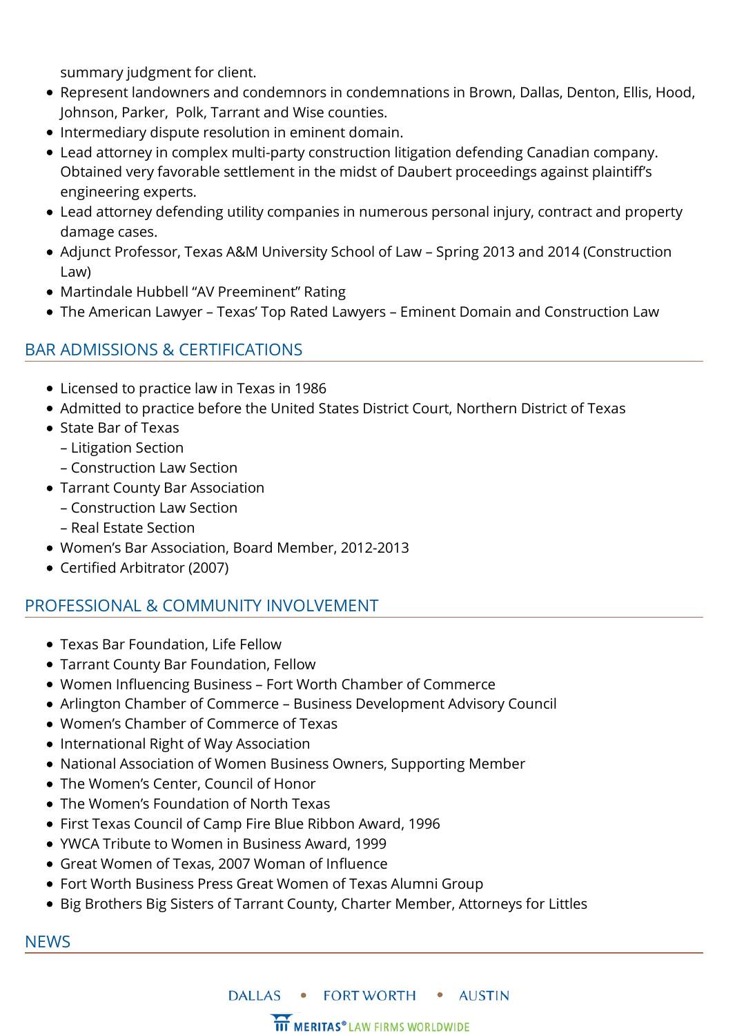summary judgment for client.

- Represent landowners and condemnors in condemnations in Brown, Dallas, Denton, Ellis, Hood, Johnson, Parker, Polk, Tarrant and Wise counties.
- Intermediary dispute resolution in eminent domain.
- Lead attorney in complex multi-party construction litigation defending Canadian company. Obtained very favorable settlement in the midst of Daubert proceedings against plaintiff's engineering experts.
- Lead attorney defending utility companies in numerous personal injury, contract and property damage cases.
- Adjunct Professor, Texas A&M University School of Law – Spring 2013 and 2014 (Construction Law)
- Martindale Hubbell "AV Preeminent" Rating
- The American Lawyer – Texas' Top Rated Lawyers – Eminent Domain and Construction Law

## BAR ADMISSIONS & CERTIFICATIONS

- Licensed to practice law in Texas in 1986
- Admitted to practice before the United States District Court, Northern District of Texas
- State Bar of Texas
  – Litigation Section
  – Construction Law Section
- Tarrant County Bar Association
  – Construction Law Section
  – Real Estate Section
- Women's Bar Association, Board Member, 2012-2013
- Certified Arbitrator (2007)

## PROFESSIONAL & COMMUNITY INVOLVEMENT

- Texas Bar Foundation, Life Fellow
- Tarrant County Bar Foundation, Fellow
- Women Influencing Business – Fort Worth Chamber of Commerce
- Arlington Chamber of Commerce – Business Development Advisory Council
- Women's Chamber of Commerce of Texas
- International Right of Way Association
- National Association of Women Business Owners, Supporting Member
- The Women's Center, Council of Honor
- The Women's Foundation of North Texas
- First Texas Council of Camp Fire Blue Ribbon Award, 1996
- YWCA Tribute to Women in Business Award, 1999
- Great Women of Texas, 2007 Woman of Influence
- Fort Worth Business Press Great Women of Texas Alumni Group
- Big Brothers Big Sisters of Tarrant County, Charter Member, Attorneys for Littles

## NEWS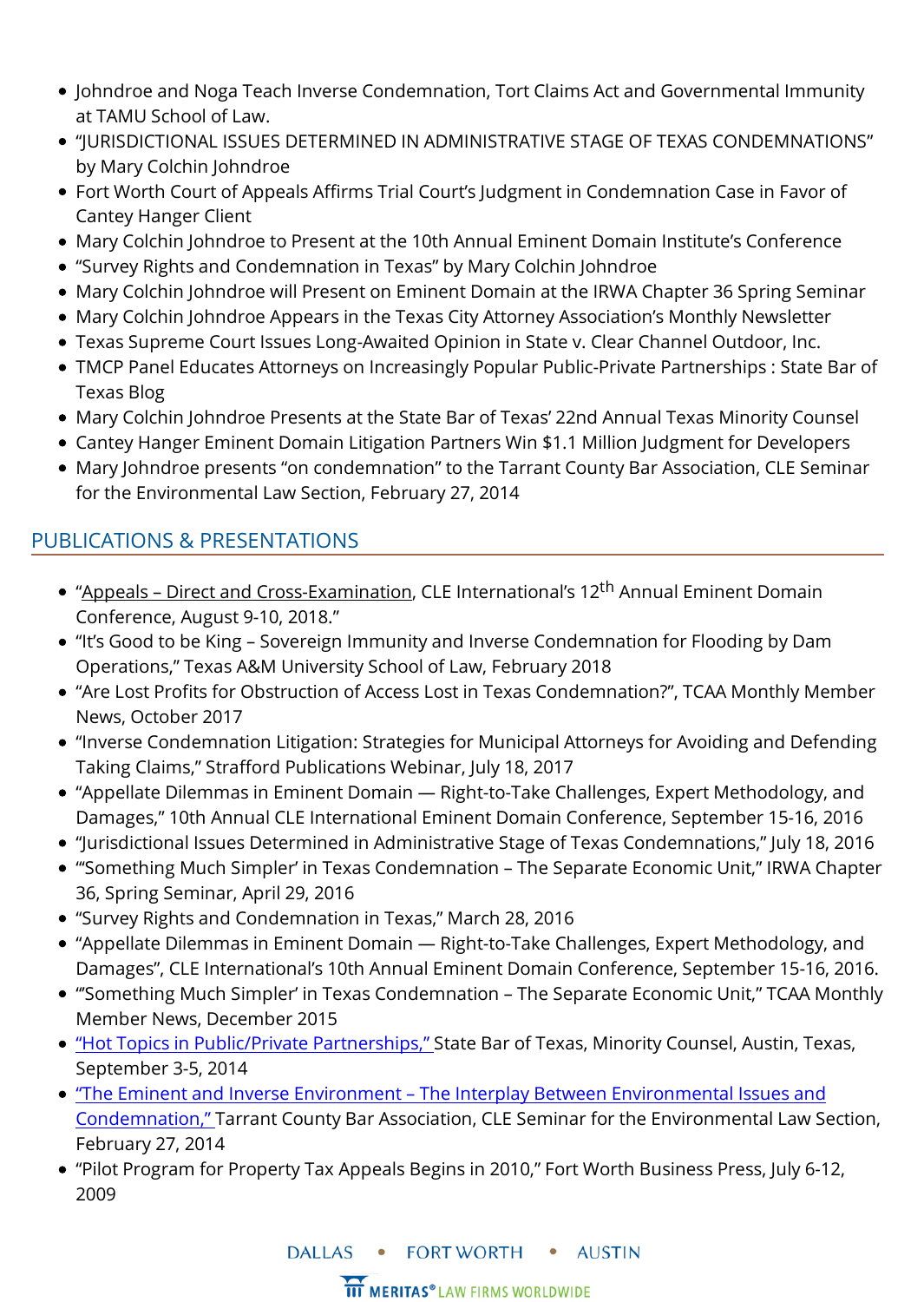- Johndroe and Noga Teach Inverse Condemnation, Tort Claims Act and Governmental Immunity at TAMU School of Law.
- "JURISDICTIONAL ISSUES DETERMINED IN ADMINISTRATIVE STAGE OF TEXAS CONDEMNATIONS" by Mary Colchin Johndroe
- Fort Worth Court of Appeals Affirms Trial Court's Judgment in Condemnation Case in Favor of Cantey Hanger Client
- Mary Colchin Johndroe to Present at the 10th Annual Eminent Domain Institute's Conference
- "Survey Rights and Condemnation in Texas" by Mary Colchin Johndroe
- Mary Colchin Johndroe will Present on Eminent Domain at the IRWA Chapter 36 Spring Seminar
- Mary Colchin Johndroe Appears in the Texas City Attorney Association's Monthly Newsletter
- Texas Supreme Court Issues Long-Awaited Opinion in State v. Clear Channel Outdoor, Inc.
- TMCP Panel Educates Attorneys on Increasingly Popular Public-Private Partnerships : State Bar of Texas Blog
- Mary Colchin Johndroe Presents at the State Bar of Texas' 22nd Annual Texas Minority Counsel
- Cantey Hanger Eminent Domain Litigation Partners Win $1.1 Million Judgment for Developers
- Mary Johndroe presents "on condemnation" to the Tarrant County Bar Association, CLE Seminar for the Environmental Law Section, February 27, 2014

## PUBLICATIONS & PRESENTATIONS

- "Appeals – Direct and Cross-Examination, CLE International's 12th Annual Eminent Domain Conference, August 9-10, 2018."
- "It's Good to be King – Sovereign Immunity and Inverse Condemnation for Flooding by Dam Operations," Texas A&M University School of Law, February 2018
- "Are Lost Profits for Obstruction of Access Lost in Texas Condemnation?", TCAA Monthly Member News, October 2017
- "Inverse Condemnation Litigation: Strategies for Municipal Attorneys for Avoiding and Defending Taking Claims," Strafford Publications Webinar, July 18, 2017
- "Appellate Dilemmas in Eminent Domain — Right-to-Take Challenges, Expert Methodology, and Damages," 10th Annual CLE International Eminent Domain Conference, September 15-16, 2016
- "Jurisdictional Issues Determined in Administrative Stage of Texas Condemnations," July 18, 2016
- "'Something Much Simpler' in Texas Condemnation – The Separate Economic Unit," IRWA Chapter 36, Spring Seminar, April 29, 2016
- "Survey Rights and Condemnation in Texas," March 28, 2016
- "Appellate Dilemmas in Eminent Domain — Right-to-Take Challenges, Expert Methodology, and Damages", CLE International's 10th Annual Eminent Domain Conference, September 15-16, 2016.
- "'Something Much Simpler' in Texas Condemnation – The Separate Economic Unit," TCAA Monthly Member News, December 2015
- "Hot Topics in Public/Private Partnerships," State Bar of Texas, Minority Counsel, Austin, Texas, September 3-5, 2014
- "The Eminent and Inverse Environment – The Interplay Between Environmental Issues and Condemnation," Tarrant County Bar Association, CLE Seminar for the Environmental Law Section, February 27, 2014
- "Pilot Program for Property Tax Appeals Begins in 2010," Fort Worth Business Press, July 6-12, 2009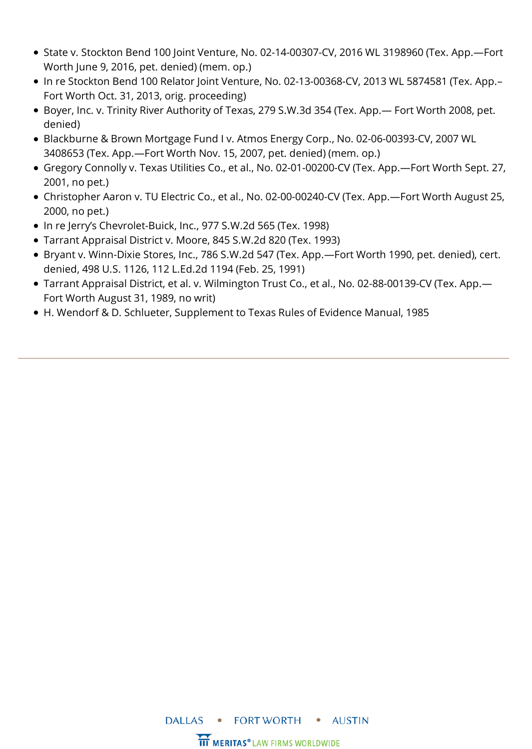- State v. Stockton Bend 100 Joint Venture, No. 02-14-00307-CV, 2016 WL 3198960 (Tex. App.—Fort Worth June 9, 2016, pet. denied) (mem. op.)
- In re Stockton Bend 100 Relator Joint Venture, No. 02-13-00368-CV, 2013 WL 5874581 (Tex. App.–Fort Worth Oct. 31, 2013, orig. proceeding)
- Boyer, Inc. v. Trinity River Authority of Texas, 279 S.W.3d 354 (Tex. App.— Fort Worth 2008, pet. denied)
- Blackburne & Brown Mortgage Fund I v. Atmos Energy Corp., No. 02-06-00393-CV, 2007 WL 3408653 (Tex. App.—Fort Worth Nov. 15, 2007, pet. denied) (mem. op.)
- Gregory Connolly v. Texas Utilities Co., et al., No. 02-01-00200-CV (Tex. App.—Fort Worth Sept. 27, 2001, no pet.)
- Christopher Aaron v. TU Electric Co., et al., No. 02-00-00240-CV (Tex. App.—Fort Worth August 25, 2000, no pet.)
- In re Jerry's Chevrolet-Buick, Inc., 977 S.W.2d 565 (Tex. 1998)
- Tarrant Appraisal District v. Moore, 845 S.W.2d 820 (Tex. 1993)
- Bryant v. Winn-Dixie Stores, Inc., 786 S.W.2d 547 (Tex. App.—Fort Worth 1990, pet. denied), cert. denied, 498 U.S. 1126, 112 L.Ed.2d 1194 (Feb. 25, 1991)
- Tarrant Appraisal District, et al. v. Wilmington Trust Co., et al., No. 02-88-00139-CV (Tex. App.—Fort Worth August 31, 1989, no writ)
- H. Wendorf & D. Schlueter, Supplement to Texas Rules of Evidence Manual, 1985